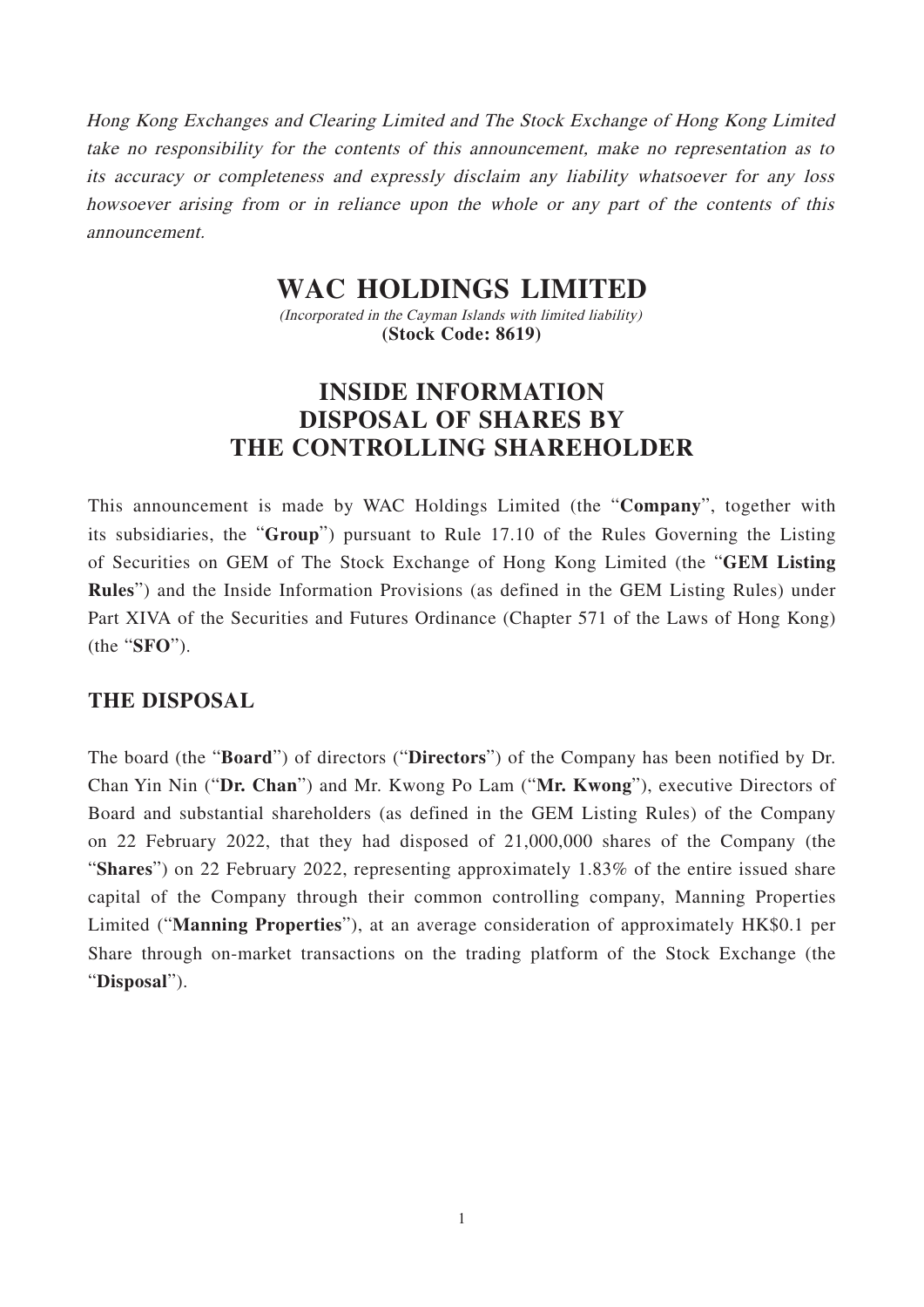*Hong Kong Exchanges and Clearing Limited and The Stock Exchange of Hong Kong Limited take no responsibility for the contents of this announcement, make no representation as to its accuracy or completeness and expressly disclaim any liability whatsoever for any loss howsoever arising from or in reliance upon the whole or any part of the contents of this announcement.*

# WAC HOLDINGS LIMITED

*(Incorporated in the Cayman Islands with limited liability)*

**(Stock Code: 8619)**

# INSIDE INFORMATION DISPOSAL OF SHARES BY THE CONTROLLING SHAREHOLDER

This announcement is made by WAC Holdings Limited (the "**Company**", together with its subsidiaries, the "**Group**") pursuant to Rule 17.10 of the Rules Governing the Listing of Securities on GEM of The Stock Exchange of Hong Kong Limited (the "**GEM Listing Rules**") and the Inside Information Provisions (as defined in the GEM Listing Rules) under Part XIVA of the Securities and Futures Ordinance (Chapter 571 of the Laws of Hong Kong) (the "**SFO**").

## THE DISPOSAL

The board (the "**Board**") of directors ("**Directors**") of the Company has been notified by Dr. Chan Yin Nin ("**Dr. Chan**") and Mr. Kwong Po Lam ("**Mr. Kwong**"), executive Directors of Board and substantial shareholders (as defined in the GEM Listing Rules) of the Company on 22 February 2022, that they had disposed of 21,000,000 shares of the Company (the "**Shares**") on 22 February 2022, representing approximately 1.83% of the entire issued share capital of the Company through their common controlling company, Manning Properties Limited ("**Manning Properties**"), at an average consideration of approximately HK$0.1 per Share through on-market transactions on the trading platform of the Stock Exchange (the "**Disposal**").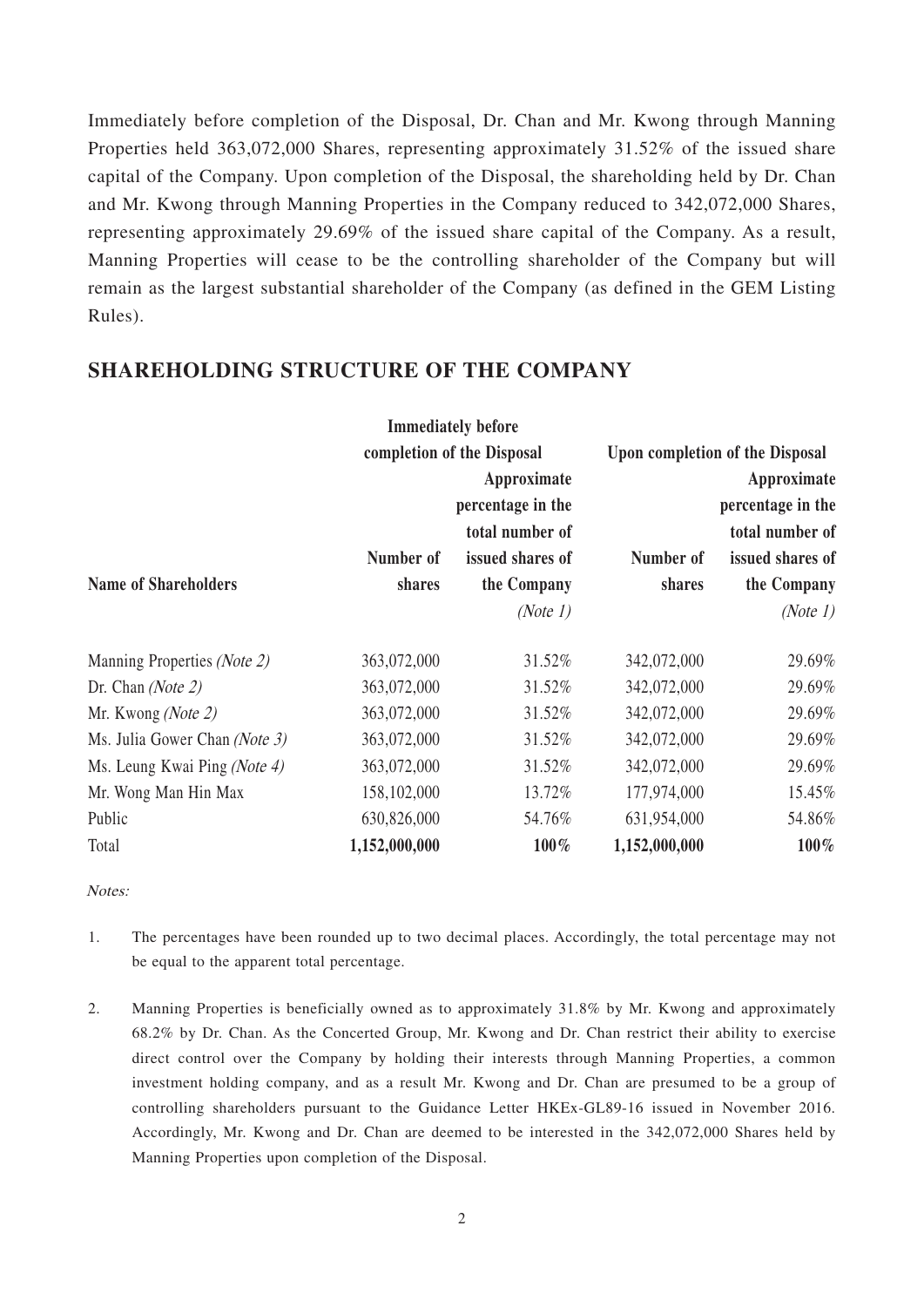Immediately before completion of the Disposal, Dr. Chan and Mr. Kwong through Manning Properties held 363,072,000 Shares, representing approximately 31.52% of the issued share capital of the Company. Upon completion of the Disposal, the shareholding held by Dr. Chan and Mr. Kwong through Manning Properties in the Company reduced to 342,072,000 Shares, representing approximately 29.69% of the issued share capital of the Company. As a result, Manning Properties will cease to be the controlling shareholder of the Company but will remain as the largest substantial shareholder of the Company (as defined in the GEM Listing Rules).

## SHAREHOLDING STRUCTURE OF THE COMPANY

| Name of Shareholders | Immediately before completion of the Disposal | | Upon completion of the Disposal | |
|---|---|---|---|---|
| | Number of shares | Approximate percentage in the total number of issued shares of the Company *(Note 1)* | Number of shares | Approximate percentage in the total number of issued shares of the Company *(Note 1)* |
| Manning Properties *(Note 2)* | 363,072,000 | 31.52% | 342,072,000 | 29.69% |
| Dr. Chan *(Note 2)* | 363,072,000 | 31.52% | 342,072,000 | 29.69% |
| Mr. Kwong *(Note 2)* | 363,072,000 | 31.52% | 342,072,000 | 29.69% |
| Ms. Julia Gower Chan *(Note 3)* | 363,072,000 | 31.52% | 342,072,000 | 29.69% |
| Ms. Leung Kwai Ping *(Note 4)* | 363,072,000 | 31.52% | 342,072,000 | 29.69% |
| Mr. Wong Man Hin Max | 158,102,000 | 13.72% | 177,974,000 | 15.45% |
| Public | 630,826,000 | 54.76% | 631,954,000 | 54.86% |
| Total | **1,152,000,000** | **100%** | **1,152,000,000** | **100%** |

*Notes:*

1. The percentages have been rounded up to two decimal places. Accordingly, the total percentage may not be equal to the apparent total percentage.

2. Manning Properties is beneficially owned as to approximately 31.8% by Mr. Kwong and approximately 68.2% by Dr. Chan. As the Concerted Group, Mr. Kwong and Dr. Chan restrict their ability to exercise direct control over the Company by holding their interests through Manning Properties, a common investment holding company, and as a result Mr. Kwong and Dr. Chan are presumed to be a group of controlling shareholders pursuant to the Guidance Letter HKEx-GL89-16 issued in November 2016. Accordingly, Mr. Kwong and Dr. Chan are deemed to be interested in the 342,072,000 Shares held by Manning Properties upon completion of the Disposal.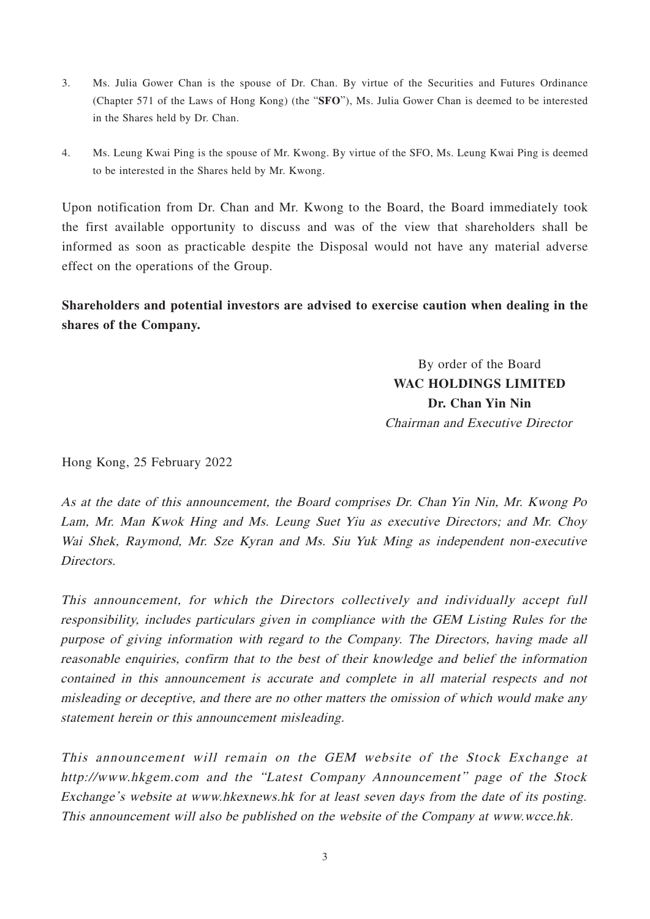3. Ms. Julia Gower Chan is the spouse of Dr. Chan. By virtue of the Securities and Futures Ordinance (Chapter 571 of the Laws of Hong Kong) (the "**SFO**"), Ms. Julia Gower Chan is deemed to be interested in the Shares held by Dr. Chan.

4. Ms. Leung Kwai Ping is the spouse of Mr. Kwong. By virtue of the SFO, Ms. Leung Kwai Ping is deemed to be interested in the Shares held by Mr. Kwong.

Upon notification from Dr. Chan and Mr. Kwong to the Board, the Board immediately took the first available opportunity to discuss and was of the view that shareholders shall be informed as soon as practicable despite the Disposal would not have any material adverse effect on the operations of the Group.

**Shareholders and potential investors are advised to exercise caution when dealing in the shares of the Company.**

By order of the Board
**WAC HOLDINGS LIMITED**
**Dr. Chan Yin Nin**
*Chairman and Executive Director*

Hong Kong, 25 February 2022

*As at the date of this announcement, the Board comprises Dr. Chan Yin Nin, Mr. Kwong Po Lam, Mr. Man Kwok Hing and Ms. Leung Suet Yiu as executive Directors; and Mr. Choy Wai Shek, Raymond, Mr. Sze Kyran and Ms. Siu Yuk Ming as independent non-executive Directors.*

*This announcement, for which the Directors collectively and individually accept full responsibility, includes particulars given in compliance with the GEM Listing Rules for the purpose of giving information with regard to the Company. The Directors, having made all reasonable enquiries, confirm that to the best of their knowledge and belief the information contained in this announcement is accurate and complete in all material respects and not misleading or deceptive, and there are no other matters the omission of which would make any statement herein or this announcement misleading.*

*This announcement will remain on the GEM website of the Stock Exchange at http://www.hkgem.com and the "Latest Company Announcement" page of the Stock Exchange's website at www.hkexnews.hk for at least seven days from the date of its posting. This announcement will also be published on the website of the Company at www.wcce.hk.*